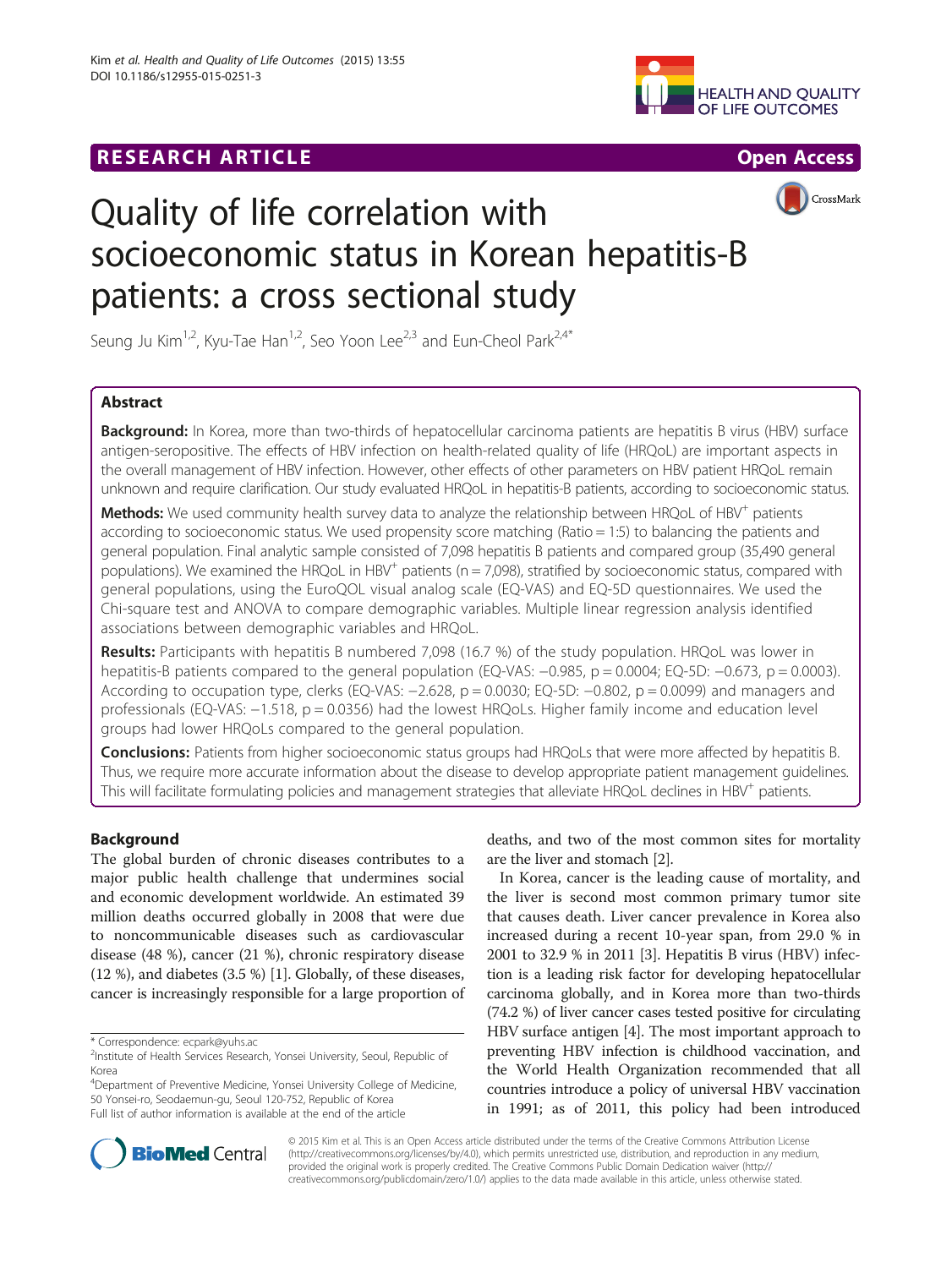RESEARCH ARTICLE

Open Access

# Quality of life correlation with socioeconomic status in Korean hepatitis-B patients: a cross sectional study

Seung Ju Kim[1,2], Kyu-Tae Han[1,2], Seo Yoon Lee[2,3] and Eun-Cheol Park[2,4*]

## Abstract

**Background:** In Korea, more than two-thirds of hepatocellular carcinoma patients are hepatitis B virus (HBV) surface antigen-seropositive. The effects of HBV infection on health-related quality of life (HRQoL) are important aspects in the overall management of HBV infection. However, other effects of other parameters on HBV patient HRQoL remain unknown and require clarification. Our study evaluated HRQoL in hepatitis-B patients, according to socioeconomic status.

**Methods:** We used community health survey data to analyze the relationship between HRQoL of $HBV^+$ patients according to socioeconomic status. We used propensity score matching (Ratio = 1:5) to balancing the patients and general population. Final analytic sample consisted of 7,098 hepatitis B patients and compared group (35,490 general populations). We examined the HRQoL in $HBV^+$ patients (n = 7,098), stratified by socioeconomic status, compared with general populations, using the EuroQOL visual analog scale (EQ-VAS) and EQ-5D questionnaires. We used the Chi-square test and ANOVA to compare demographic variables. Multiple linear regression analysis identified associations between demographic variables and HRQoL.

**Results:** Participants with hepatitis B numbered 7,098 (16.7 %) of the study population. HRQoL was lower in hepatitis-B patients compared to the general population (EQ-VAS: −0.985, p = 0.0004; EQ-5D: −0.673, p = 0.0003). According to occupation type, clerks (EQ-VAS: −2.628, p = 0.0030; EQ-5D: −0.802, p = 0.0099) and managers and professionals (EQ-VAS: −1.518, p = 0.0356) had the lowest HRQoLs. Higher family income and education level groups had lower HRQoLs compared to the general population.

**Conclusions:** Patients from higher socioeconomic status groups had HRQoLs that were more affected by hepatitis B. Thus, we require more accurate information about the disease to develop appropriate patient management guidelines. This will facilitate formulating policies and management strategies that alleviate HRQoL declines in $HBV^+$ patients.

## Background

The global burden of chronic diseases contributes to a major public health challenge that undermines social and economic development worldwide. An estimated 39 million deaths occurred globally in 2008 that were due to noncommunicable diseases such as cardiovascular disease (48 %), cancer (21 %), chronic respiratory disease (12 %), and diabetes (3.5 %) [1]. Globally, of these diseases, cancer is increasingly responsible for a large proportion of deaths, and two of the most common sites for mortality are the liver and stomach [2].

In Korea, cancer is the leading cause of mortality, and the liver is second most common primary tumor site that causes death. Liver cancer prevalence in Korea also increased during a recent 10-year span, from 29.0 % in 2001 to 32.9 % in 2011 [3]. Hepatitis B virus (HBV) infection is a leading risk factor for developing hepatocellular carcinoma globally, and in Korea more than two-thirds (74.2 %) of liver cancer cases tested positive for circulating HBV surface antigen [4]. The most important approach to preventing HBV infection is childhood vaccination, and the World Health Organization recommended that all countries introduce a policy of universal HBV vaccination in 1991; as of 2011, this policy had been introduced

\* Correspondence: ecpark@yuhs.ac
[2]Institute of Health Services Research, Yonsei University, Seoul, Republic of Korea
[4]Department of Preventive Medicine, Yonsei University College of Medicine, 50 Yonsei-ro, Seodaemun-gu, Seoul 120-752, Republic of Korea
Full list of author information is available at the end of the article

© 2015 Kim et al. This is an Open Access article distributed under the terms of the Creative Commons Attribution License (http://creativecommons.org/licenses/by/4.0), which permits unrestricted use, distribution, and reproduction in any medium, provided the original work is properly credited. The Creative Commons Public Domain Dedication waiver (http://creativecommons.org/publicdomain/zero/1.0/) applies to the data made available in this article, unless otherwise stated.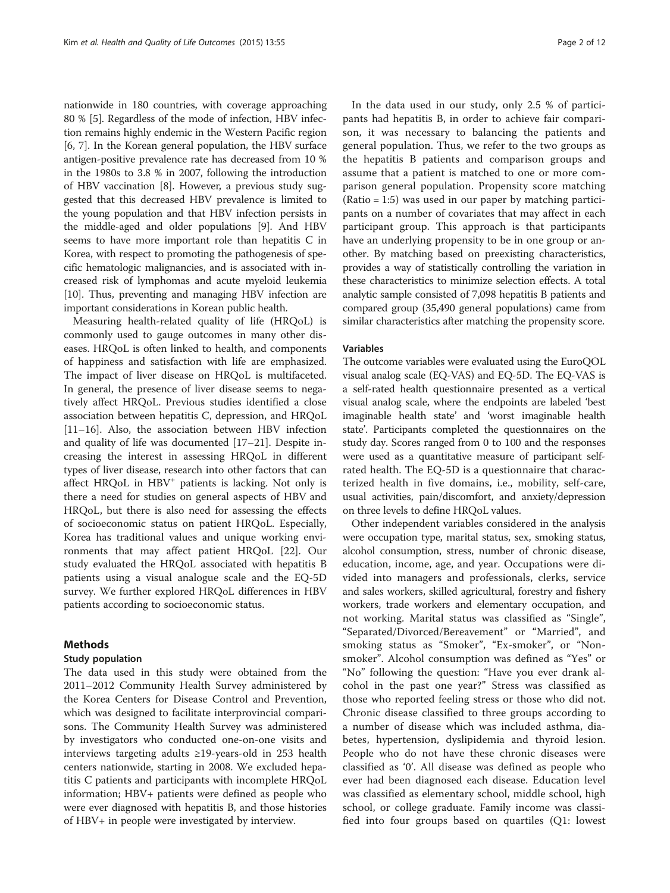nationwide in 180 countries, with coverage approaching 80 % [5]. Regardless of the mode of infection, HBV infection remains highly endemic in the Western Pacific region [6, 7]. In the Korean general population, the HBV surface antigen-positive prevalence rate has decreased from 10 % in the 1980s to 3.8 % in 2007, following the introduction of HBV vaccination [8]. However, a previous study suggested that this decreased HBV prevalence is limited to the young population and that HBV infection persists in the middle-aged and older populations [9]. And HBV seems to have more important role than hepatitis C in Korea, with respect to promoting the pathogenesis of specific hematologic malignancies, and is associated with increased risk of lymphomas and acute myeloid leukemia [10]. Thus, preventing and managing HBV infection are important considerations in Korean public health.

Measuring health-related quality of life (HRQoL) is commonly used to gauge outcomes in many other diseases. HRQoL is often linked to health, and components of happiness and satisfaction with life are emphasized. The impact of liver disease on HRQoL is multifaceted. In general, the presence of liver disease seems to negatively affect HRQoL. Previous studies identified a close association between hepatitis C, depression, and HRQoL [11–16]. Also, the association between HBV infection and quality of life was documented [17–21]. Despite increasing the interest in assessing HRQoL in different types of liver disease, research into other factors that can affect HRQoL in $HBV^{+}$ patients is lacking. Not only is there a need for studies on general aspects of HBV and HRQoL, but there is also need for assessing the effects of socioeconomic status on patient HRQoL. Especially, Korea has traditional values and unique working environments that may affect patient HRQoL [22]. Our study evaluated the HRQoL associated with hepatitis B patients using a visual analogue scale and the EQ-5D survey. We further explored HRQoL differences in HBV patients according to socioeconomic status.

## Methods

### Study population

The data used in this study were obtained from the 2011–2012 Community Health Survey administered by the Korea Centers for Disease Control and Prevention, which was designed to facilitate interprovincial comparisons. The Community Health Survey was administered by investigators who conducted one-on-one visits and interviews targeting adults ≥19-years-old in 253 health centers nationwide, starting in 2008. We excluded hepatitis C patients and participants with incomplete HRQoL information; HBV+ patients were defined as people who were ever diagnosed with hepatitis B, and those histories of HBV+ in people were investigated by interview.

In the data used in our study, only 2.5 % of participants had hepatitis B, in order to achieve fair comparison, it was necessary to balancing the patients and general population. Thus, we refer to the two groups as the hepatitis B patients and comparison groups and assume that a patient is matched to one or more comparison general population. Propensity score matching (Ratio = 1:5) was used in our paper by matching participants on a number of covariates that may affect in each participant group. This approach is that participants have an underlying propensity to be in one group or another. By matching based on preexisting characteristics, provides a way of statistically controlling the variation in these characteristics to minimize selection effects. A total analytic sample consisted of 7,098 hepatitis B patients and compared group (35,490 general populations) came from similar characteristics after matching the propensity score.

### Variables

The outcome variables were evaluated using the EuroQOL visual analog scale (EQ-VAS) and EQ-5D. The EQ-VAS is a self-rated health questionnaire presented as a vertical visual analog scale, where the endpoints are labeled 'best imaginable health state' and 'worst imaginable health state'. Participants completed the questionnaires on the study day. Scores ranged from 0 to 100 and the responses were used as a quantitative measure of participant self-rated health. The EQ-5D is a questionnaire that characterized health in five domains, i.e., mobility, self-care, usual activities, pain/discomfort, and anxiety/depression on three levels to define HRQoL values.

Other independent variables considered in the analysis were occupation type, marital status, sex, smoking status, alcohol consumption, stress, number of chronic disease, education, income, age, and year. Occupations were divided into managers and professionals, clerks, service and sales workers, skilled agricultural, forestry and fishery workers, trade workers and elementary occupation, and not working. Marital status was classified as "Single", "Separated/Divorced/Bereavement" or "Married", and smoking status as "Smoker", "Ex-smoker", or "Non-smoker". Alcohol consumption was defined as "Yes" or "No" following the question: "Have you ever drank alcohol in the past one year?" Stress was classified as those who reported feeling stress or those who did not. Chronic disease classified to three groups according to a number of disease which was included asthma, diabetes, hypertension, dyslipidemia and thyroid lesion. People who do not have these chronic diseases were classified as '0'. All disease was defined as people who ever had been diagnosed each disease. Education level was classified as elementary school, middle school, high school, or college graduate. Family income was classified into four groups based on quartiles (Q1: lowest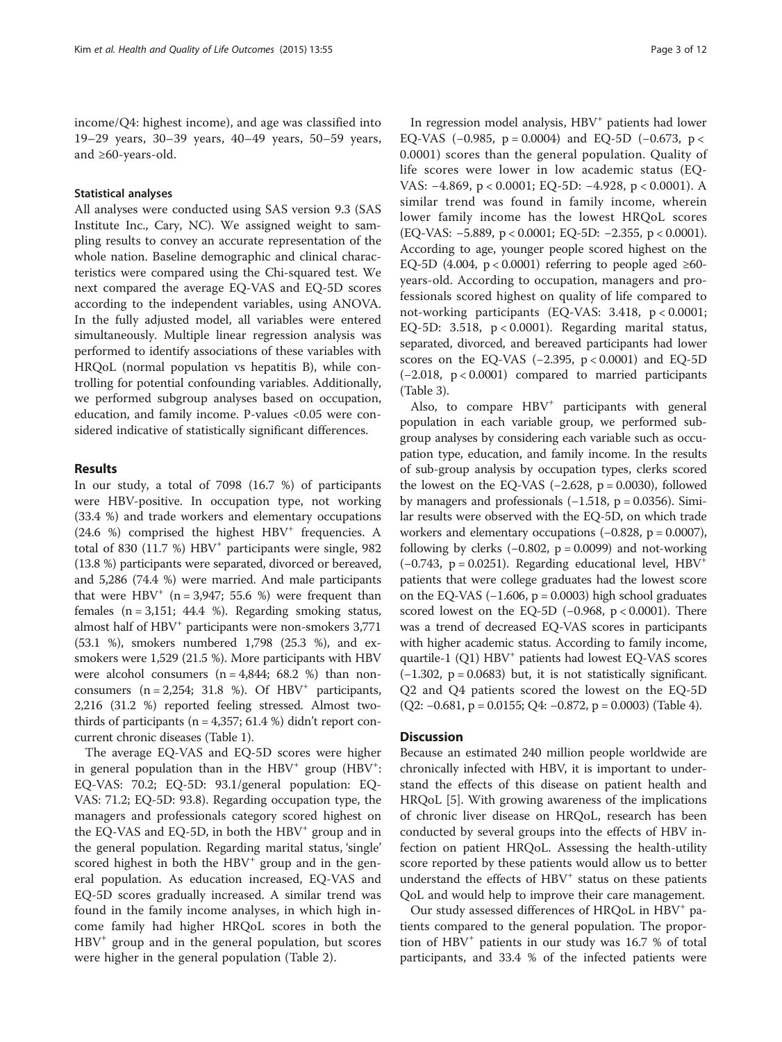income/Q4: highest income), and age was classified into 19–29 years, 30–39 years, 40–49 years, 50–59 years, and ≥60-years-old.

### Statistical analyses

All analyses were conducted using SAS version 9.3 (SAS Institute Inc., Cary, NC). We assigned weight to sampling results to convey an accurate representation of the whole nation. Baseline demographic and clinical characteristics were compared using the Chi-squared test. We next compared the average EQ-VAS and EQ-5D scores according to the independent variables, using ANOVA. In the fully adjusted model, all variables were entered simultaneously. Multiple linear regression analysis was performed to identify associations of these variables with HRQoL (normal population vs hepatitis B), while controlling for potential confounding variables. Additionally, we performed subgroup analyses based on occupation, education, and family income. P-values <0.05 were considered indicative of statistically significant differences.

## Results

In our study, a total of 7098 (16.7 %) of participants were HBV-positive. In occupation type, not working (33.4 %) and trade workers and elementary occupations (24.6 %) comprised the highest $HBV^+$ frequencies. A total of 830 (11.7 %) $HBV^+$ participants were single, 982 (13.8 %) participants were separated, divorced or bereaved, and 5,286 (74.4 %) were married. And male participants that were $HBV^+$ (n = 3,947; 55.6 %) were frequent than females (n = 3,151; 44.4 %). Regarding smoking status, almost half of $HBV^+$ participants were non-smokers 3,771 (53.1 %), smokers numbered 1,798 (25.3 %), and ex-smokers were 1,529 (21.5 %). More participants with HBV were alcohol consumers (n = 4,844; 68.2 %) than non-consumers (n = 2,254; 31.8 %). Of $HBV^+$ participants, 2,216 (31.2 %) reported feeling stressed. Almost two-thirds of participants (n = 4,357; 61.4 %) didn't report concurrent chronic diseases (Table 1).

The average EQ-VAS and EQ-5D scores were higher in general population than in the $HBV^+$ group ($HBV^+$: EQ-VAS: 70.2; EQ-5D: 93.1/general population: EQ-VAS: 71.2; EQ-5D: 93.8). Regarding occupation type, the managers and professionals category scored highest on the EQ-VAS and EQ-5D, in both the $HBV^+$ group and in the general population. Regarding marital status, 'single' scored highest in both the $HBV^+$ group and in the general population. As education increased, EQ-VAS and EQ-5D scores gradually increased. A similar trend was found in the family income analyses, in which high income family had higher HRQoL scores in both the $HBV^+$ group and in the general population, but scores were higher in the general population (Table 2).

In regression model analysis, $HBV^+$ patients had lower EQ-VAS (−0.985, p = 0.0004) and EQ-5D (−0.673, p < 0.0001) scores than the general population. Quality of life scores were lower in low academic status (EQ-VAS: −4.869, p < 0.0001; EQ-5D: −4.928, p < 0.0001). A similar trend was found in family income, wherein lower family income has the lowest HRQoL scores (EQ-VAS: −5.889, p < 0.0001; EQ-5D: −2.355, p < 0.0001). According to age, younger people scored highest on the EQ-5D (4.004, p < 0.0001) referring to people aged ≥60-years-old. According to occupation, managers and professionals scored highest on quality of life compared to not-working participants (EQ-VAS: 3.418, p < 0.0001; EQ-5D: 3.518, p < 0.0001). Regarding marital status, separated, divorced, and bereaved participants had lower scores on the EQ-VAS (−2.395, p < 0.0001) and EQ-5D (−2.018, p < 0.0001) compared to married participants (Table 3).

Also, to compare $HBV^+$ participants with general population in each variable group, we performed subgroup analyses by considering each variable such as occupation type, education, and family income. In the results of sub-group analysis by occupation types, clerks scored the lowest on the EQ-VAS (−2.628, p = 0.0030), followed by managers and professionals (−1.518, p = 0.0356). Similar results were observed with the EQ-5D, on which trade workers and elementary occupations (−0.828, p = 0.0007), following by clerks (−0.802, p = 0.0099) and not-working (−0.743, p = 0.0251). Regarding educational level, $HBV^+$ patients that were college graduates had the lowest score on the EQ-VAS (−1.606, p = 0.0003) high school graduates scored lowest on the EQ-5D (−0.968, p < 0.0001). There was a trend of decreased EQ-VAS scores in participants with higher academic status. According to family income, quartile-1 (Q1) $HBV^+$ patients had lowest EQ-VAS scores (−1.302, p = 0.0683) but, it is not statistically significant. Q2 and Q4 patients scored the lowest on the EQ-5D (Q2: −0.681, p = 0.0155; Q4: −0.872, p = 0.0003) (Table 4).

## Discussion

Because an estimated 240 million people worldwide are chronically infected with HBV, it is important to understand the effects of this disease on patient health and HRQoL [5]. With growing awareness of the implications of chronic liver disease on HRQoL, research has been conducted by several groups into the effects of HBV infection on patient HRQoL. Assessing the health-utility score reported by these patients would allow us to better understand the effects of $HBV^+$ status on these patients QoL and would help to improve their care management.

Our study assessed differences of HRQoL in $HBV^+$ patients compared to the general population. The proportion of $HBV^+$ patients in our study was 16.7 % of total participants, and 33.4 % of the infected patients were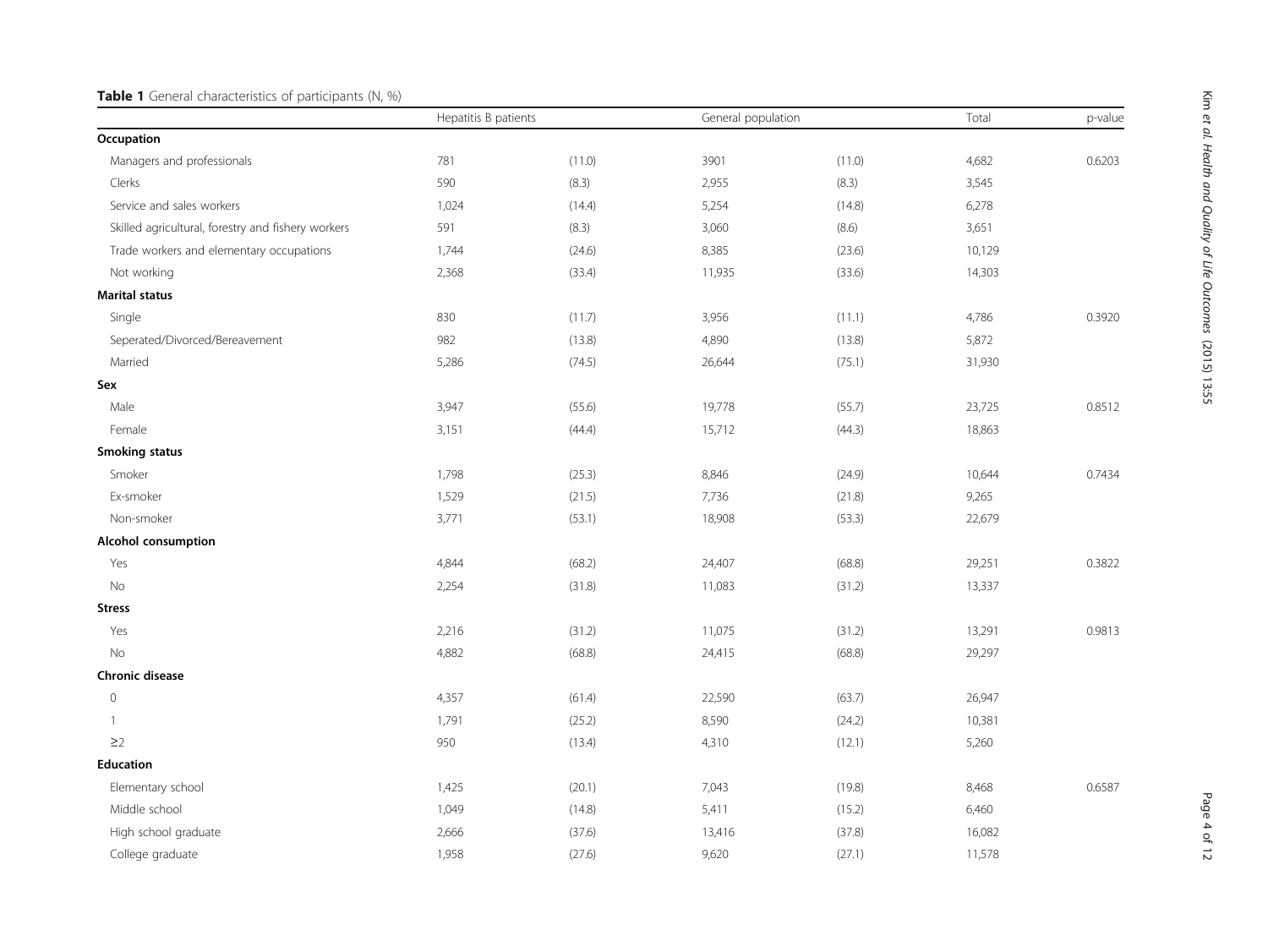**Table 1** General characteristics of participants (N, %)

| | Hepatitis B patients | | General population | | Total | p-value |
|---|---|---|---|---|---|---|
| **Occupation** | | | | | | |
| Managers and professionals | 781 | (11.0) | 3901 | (11.0) | 4,682 | 0.6203 |
| Clerks | 590 | (8.3) | 2,955 | (8.3) | 3,545 | |
| Service and sales workers | 1,024 | (14.4) | 5,254 | (14.8) | 6,278 | |
| Skilled agricultural, forestry and fishery workers | 591 | (8.3) | 3,060 | (8.6) | 3,651 | |
| Trade workers and elementary occupations | 1,744 | (24.6) | 8,385 | (23.6) | 10,129 | |
| Not working | 2,368 | (33.4) | 11,935 | (33.6) | 14,303 | |
| **Marital status** | | | | | | |
| Single | 830 | (11.7) | 3,956 | (11.1) | 4,786 | 0.3920 |
| Seperated/Divorced/Bereavement | 982 | (13.8) | 4,890 | (13.8) | 5,872 | |
| Married | 5,286 | (74.5) | 26,644 | (75.1) | 31,930 | |
| **Sex** | | | | | | |
| Male | 3,947 | (55.6) | 19,778 | (55.7) | 23,725 | 0.8512 |
| Female | 3,151 | (44.4) | 15,712 | (44.3) | 18,863 | |
| **Smoking status** | | | | | | |
| Smoker | 1,798 | (25.3) | 8,846 | (24.9) | 10,644 | 0.7434 |
| Ex-smoker | 1,529 | (21.5) | 7,736 | (21.8) | 9,265 | |
| Non-smoker | 3,771 | (53.1) | 18,908 | (53.3) | 22,679 | |
| **Alcohol consumption** | | | | | | |
| Yes | 4,844 | (68.2) | 24,407 | (68.8) | 29,251 | 0.3822 |
| No | 2,254 | (31.8) | 11,083 | (31.2) | 13,337 | |
| **Stress** | | | | | | |
| Yes | 2,216 | (31.2) | 11,075 | (31.2) | 13,291 | 0.9813 |
| No | 4,882 | (68.8) | 24,415 | (68.8) | 29,297 | |
| **Chronic disease** | | | | | | |
| 0 | 4,357 | (61.4) | 22,590 | (63.7) | 26,947 | |
| 1 | 1,791 | (25.2) | 8,590 | (24.2) | 10,381 | |
| ≥2 | 950 | (13.4) | 4,310 | (12.1) | 5,260 | |
| **Education** | | | | | | |
| Elementary school | 1,425 | (20.1) | 7,043 | (19.8) | 8,468 | 0.6587 |
| Middle school | 1,049 | (14.8) | 5,411 | (15.2) | 6,460 | |
| High school graduate | 2,666 | (37.6) | 13,416 | (37.8) | 16,082 | |
| College graduate | 1,958 | (27.6) | 9,620 | (27.1) | 11,578 | |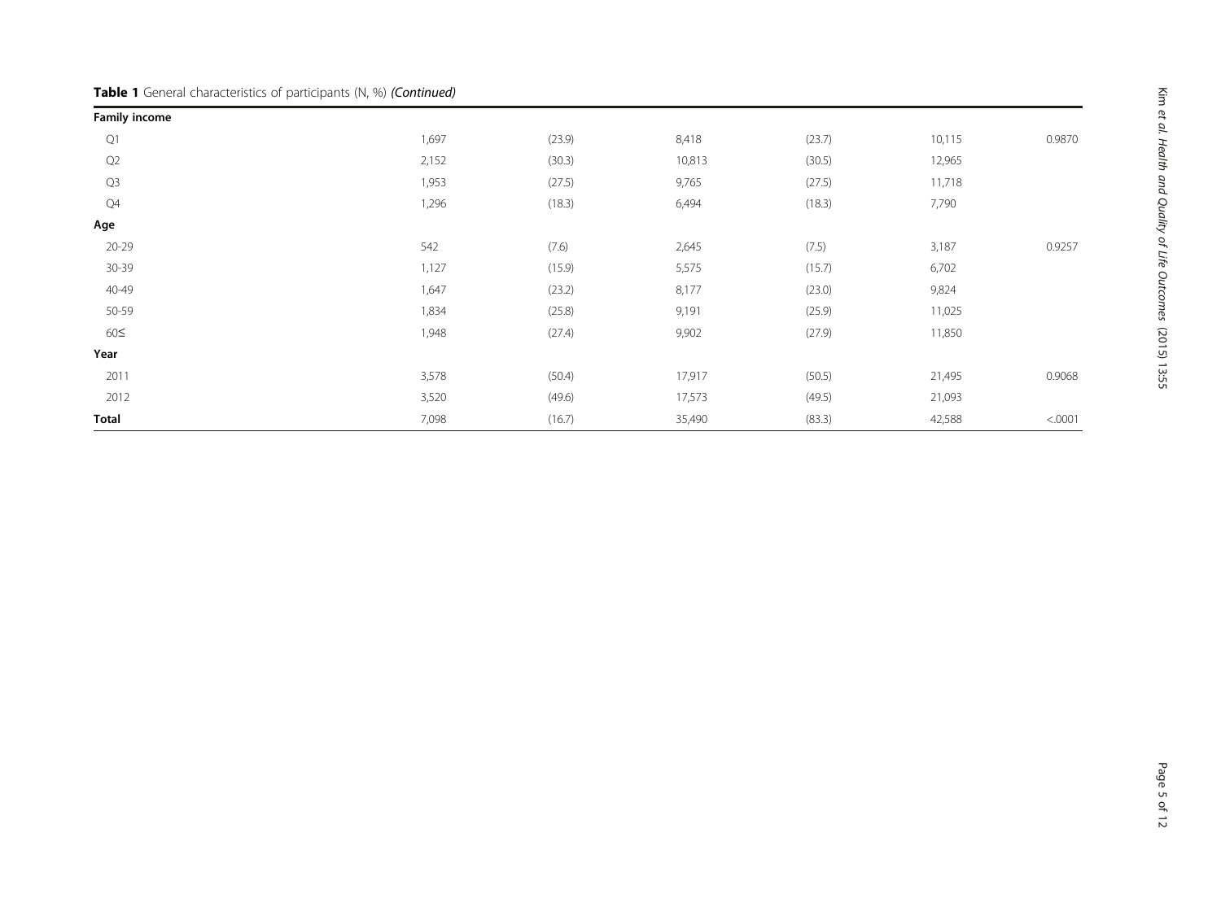**Table 1** General characteristics of participants (N, %) *(Continued)*

| | | | | | | |
|---|---|---|---|---|---|---|
| **Family income** | | | | | | |
| Q1 | 1,697 | (23.9) | 8,418 | (23.7) | 10,115 | 0.9870 |
| Q2 | 2,152 | (30.3) | 10,813 | (30.5) | 12,965 | |
| Q3 | 1,953 | (27.5) | 9,765 | (27.5) | 11,718 | |
| Q4 | 1,296 | (18.3) | 6,494 | (18.3) | 7,790 | |
| **Age** | | | | | | |
| 20-29 | 542 | (7.6) | 2,645 | (7.5) | 3,187 | 0.9257 |
| 30-39 | 1,127 | (15.9) | 5,575 | (15.7) | 6,702 | |
| 40-49 | 1,647 | (23.2) | 8,177 | (23.0) | 9,824 | |
| 50-59 | 1,834 | (25.8) | 9,191 | (25.9) | 11,025 | |
| 60≤ | 1,948 | (27.4) | 9,902 | (27.9) | 11,850 | |
| **Year** | | | | | | |
| 2011 | 3,578 | (50.4) | 17,917 | (50.5) | 21,495 | 0.9068 |
| 2012 | 3,520 | (49.6) | 17,573 | (49.5) | 21,093 | |
| **Total** | 7,098 | (16.7) | 35,490 | (83.3) | 42,588 | <.0001 |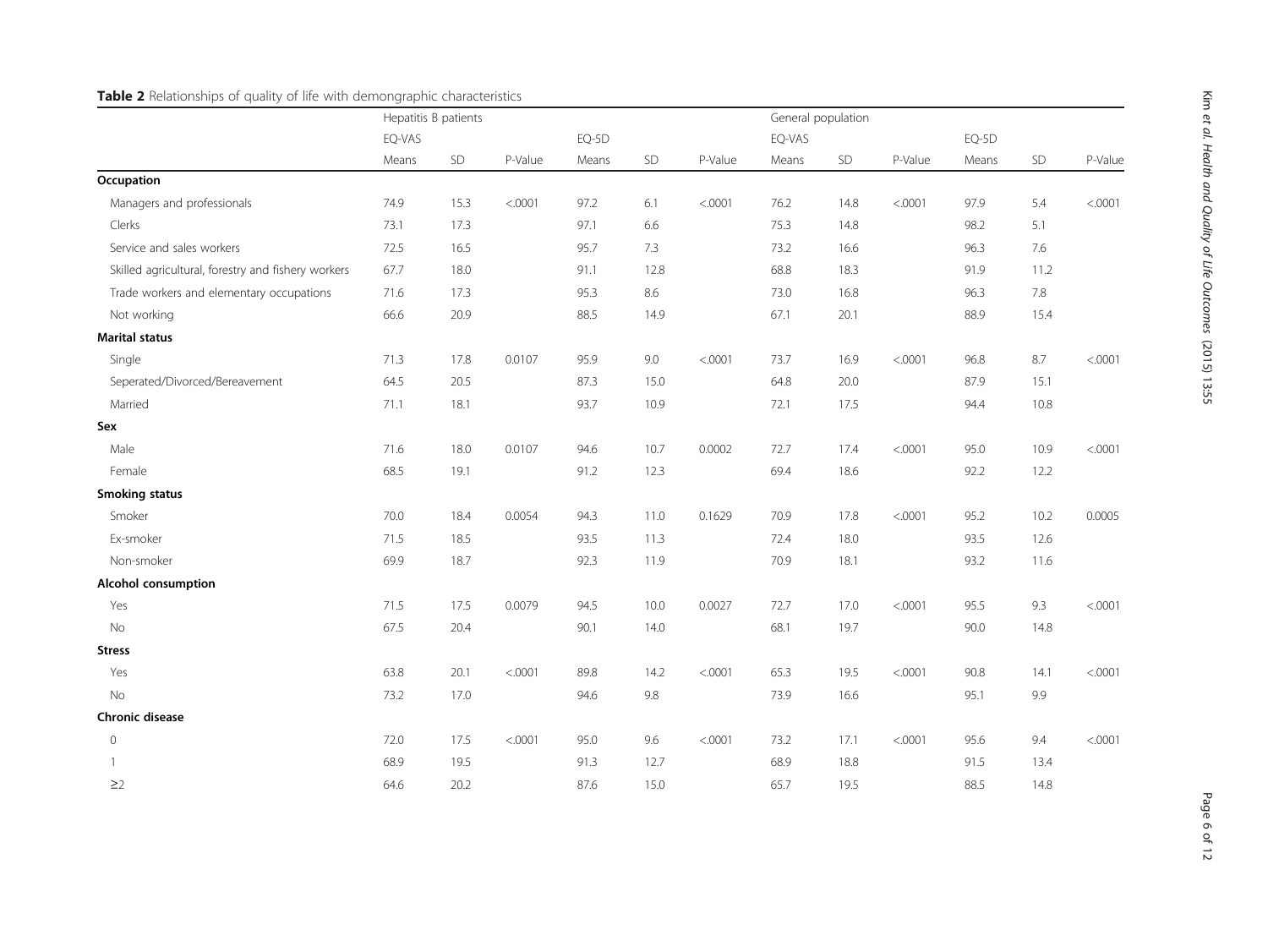**Table 2** Relationships of quality of life with demongraphic characteristics

| | Hepatitis B patients | | | | | | General population | | | | | |
|---|---|---|---|---|---|---|---|---|---|---|---|---|
| | EQ-VAS | | | EQ-5D | | | EQ-VAS | | | EQ-5D | | |
| | Means | SD | P-Value | Means | SD | P-Value | Means | SD | P-Value | Means | SD | P-Value |
| **Occupation** | | | | | | | | | | | | |
| Managers and professionals | 74.9 | 15.3 | <.0001 | 97.2 | 6.1 | <.0001 | 76.2 | 14.8 | <.0001 | 97.9 | 5.4 | <.0001 |
| Clerks | 73.1 | 17.3 | | 97.1 | 6.6 | | 75.3 | 14.8 | | 98.2 | 5.1 | |
| Service and sales workers | 72.5 | 16.5 | | 95.7 | 7.3 | | 73.2 | 16.6 | | 96.3 | 7.6 | |
| Skilled agricultural, forestry and fishery workers | 67.7 | 18.0 | | 91.1 | 12.8 | | 68.8 | 18.3 | | 91.9 | 11.2 | |
| Trade workers and elementary occupations | 71.6 | 17.3 | | 95.3 | 8.6 | | 73.0 | 16.8 | | 96.3 | 7.8 | |
| Not working | 66.6 | 20.9 | | 88.5 | 14.9 | | 67.1 | 20.1 | | 88.9 | 15.4 | |
| **Marital status** | | | | | | | | | | | | |
| Single | 71.3 | 17.8 | 0.0107 | 95.9 | 9.0 | <.0001 | 73.7 | 16.9 | <.0001 | 96.8 | 8.7 | <.0001 |
| Seperated/Divorced/Bereavement | 64.5 | 20.5 | | 87.3 | 15.0 | | 64.8 | 20.0 | | 87.9 | 15.1 | |
| Married | 71.1 | 18.1 | | 93.7 | 10.9 | | 72.1 | 17.5 | | 94.4 | 10.8 | |
| **Sex** | | | | | | | | | | | | |
| Male | 71.6 | 18.0 | 0.0107 | 94.6 | 10.7 | 0.0002 | 72.7 | 17.4 | <.0001 | 95.0 | 10.9 | <.0001 |
| Female | 68.5 | 19.1 | | 91.2 | 12.3 | | 69.4 | 18.6 | | 92.2 | 12.2 | |
| **Smoking status** | | | | | | | | | | | | |
| Smoker | 70.0 | 18.4 | 0.0054 | 94.3 | 11.0 | 0.1629 | 70.9 | 17.8 | <.0001 | 95.2 | 10.2 | 0.0005 |
| Ex-smoker | 71.5 | 18.5 | | 93.5 | 11.3 | | 72.4 | 18.0 | | 93.5 | 12.6 | |
| Non-smoker | 69.9 | 18.7 | | 92.3 | 11.9 | | 70.9 | 18.1 | | 93.2 | 11.6 | |
| **Alcohol consumption** | | | | | | | | | | | | |
| Yes | 71.5 | 17.5 | 0.0079 | 94.5 | 10.0 | 0.0027 | 72.7 | 17.0 | <.0001 | 95.5 | 9.3 | <.0001 |
| No | 67.5 | 20.4 | | 90.1 | 14.0 | | 68.1 | 19.7 | | 90.0 | 14.8 | |
| **Stress** | | | | | | | | | | | | |
| Yes | 63.8 | 20.1 | <.0001 | 89.8 | 14.2 | <.0001 | 65.3 | 19.5 | <.0001 | 90.8 | 14.1 | <.0001 |
| No | 73.2 | 17.0 | | 94.6 | 9.8 | | 73.9 | 16.6 | | 95.1 | 9.9 | |
| **Chronic disease** | | | | | | | | | | | | |
| 0 | 72.0 | 17.5 | <.0001 | 95.0 | 9.6 | <.0001 | 73.2 | 17.1 | <.0001 | 95.6 | 9.4 | <.0001 |
| 1 | 68.9 | 19.5 | | 91.3 | 12.7 | | 68.9 | 18.8 | | 91.5 | 13.4 | |
| ≥2 | 64.6 | 20.2 | | 87.6 | 15.0 | | 65.7 | 19.5 | | 88.5 | 14.8 | |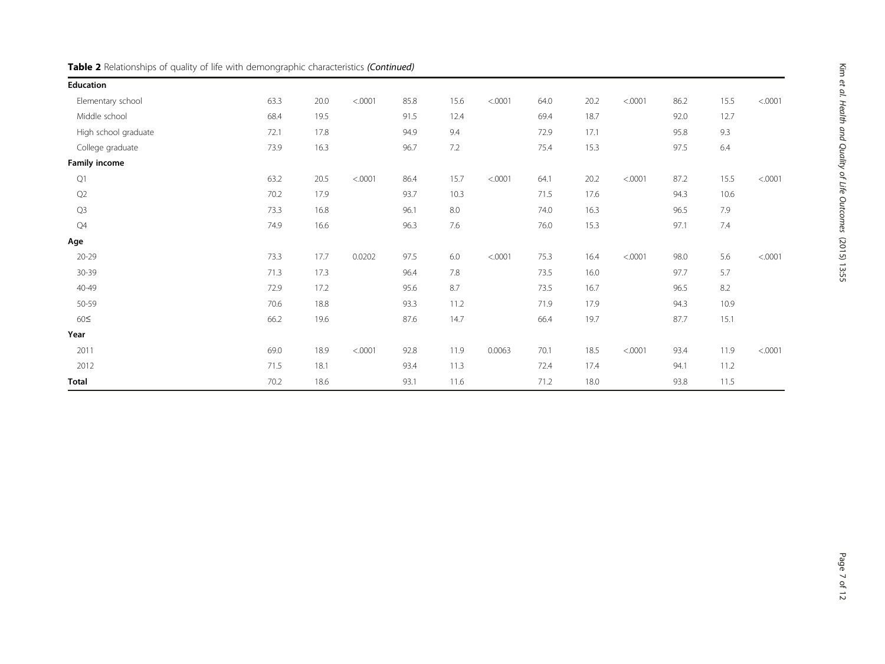**Table 2** Relationships of quality of life with demongraphic characteristics *(Continued)*

| | | | | | | | | | | | | |
|---|---|---|---|---|---|---|---|---|---|---|---|---|
| **Education** | | | | | | | | | | | | |
| Elementary school | 63.3 | 20.0 | <.0001 | 85.8 | 15.6 | <.0001 | 64.0 | 20.2 | <.0001 | 86.2 | 15.5 | <.0001 |
| Middle school | 68.4 | 19.5 | | 91.5 | 12.4 | | 69.4 | 18.7 | | 92.0 | 12.7 | |
| High school graduate | 72.1 | 17.8 | | 94.9 | 9.4 | | 72.9 | 17.1 | | 95.8 | 9.3 | |
| College graduate | 73.9 | 16.3 | | 96.7 | 7.2 | | 75.4 | 15.3 | | 97.5 | 6.4 | |
| **Family income** | | | | | | | | | | | | |
| Q1 | 63.2 | 20.5 | <.0001 | 86.4 | 15.7 | <.0001 | 64.1 | 20.2 | <.0001 | 87.2 | 15.5 | <.0001 |
| Q2 | 70.2 | 17.9 | | 93.7 | 10.3 | | 71.5 | 17.6 | | 94.3 | 10.6 | |
| Q3 | 73.3 | 16.8 | | 96.1 | 8.0 | | 74.0 | 16.3 | | 96.5 | 7.9 | |
| Q4 | 74.9 | 16.6 | | 96.3 | 7.6 | | 76.0 | 15.3 | | 97.1 | 7.4 | |
| **Age** | | | | | | | | | | | | |
| 20-29 | 73.3 | 17.7 | 0.0202 | 97.5 | 6.0 | <.0001 | 75.3 | 16.4 | <.0001 | 98.0 | 5.6 | <.0001 |
| 30-39 | 71.3 | 17.3 | | 96.4 | 7.8 | | 73.5 | 16.0 | | 97.7 | 5.7 | |
| 40-49 | 72.9 | 17.2 | | 95.6 | 8.7 | | 73.5 | 16.7 | | 96.5 | 8.2 | |
| 50-59 | 70.6 | 18.8 | | 93.3 | 11.2 | | 71.9 | 17.9 | | 94.3 | 10.9 | |
| 60≤ | 66.2 | 19.6 | | 87.6 | 14.7 | | 66.4 | 19.7 | | 87.7 | 15.1 | |
| **Year** | | | | | | | | | | | | |
| 2011 | 69.0 | 18.9 | <.0001 | 92.8 | 11.9 | 0.0063 | 70.1 | 18.5 | <.0001 | 93.4 | 11.9 | <.0001 |
| 2012 | 71.5 | 18.1 | | 93.4 | 11.3 | | 72.4 | 17.4 | | 94.1 | 11.2 | |
| **Total** | 70.2 | 18.6 | | 93.1 | 11.6 | | 71.2 | 18.0 | | 93.8 | 11.5 | |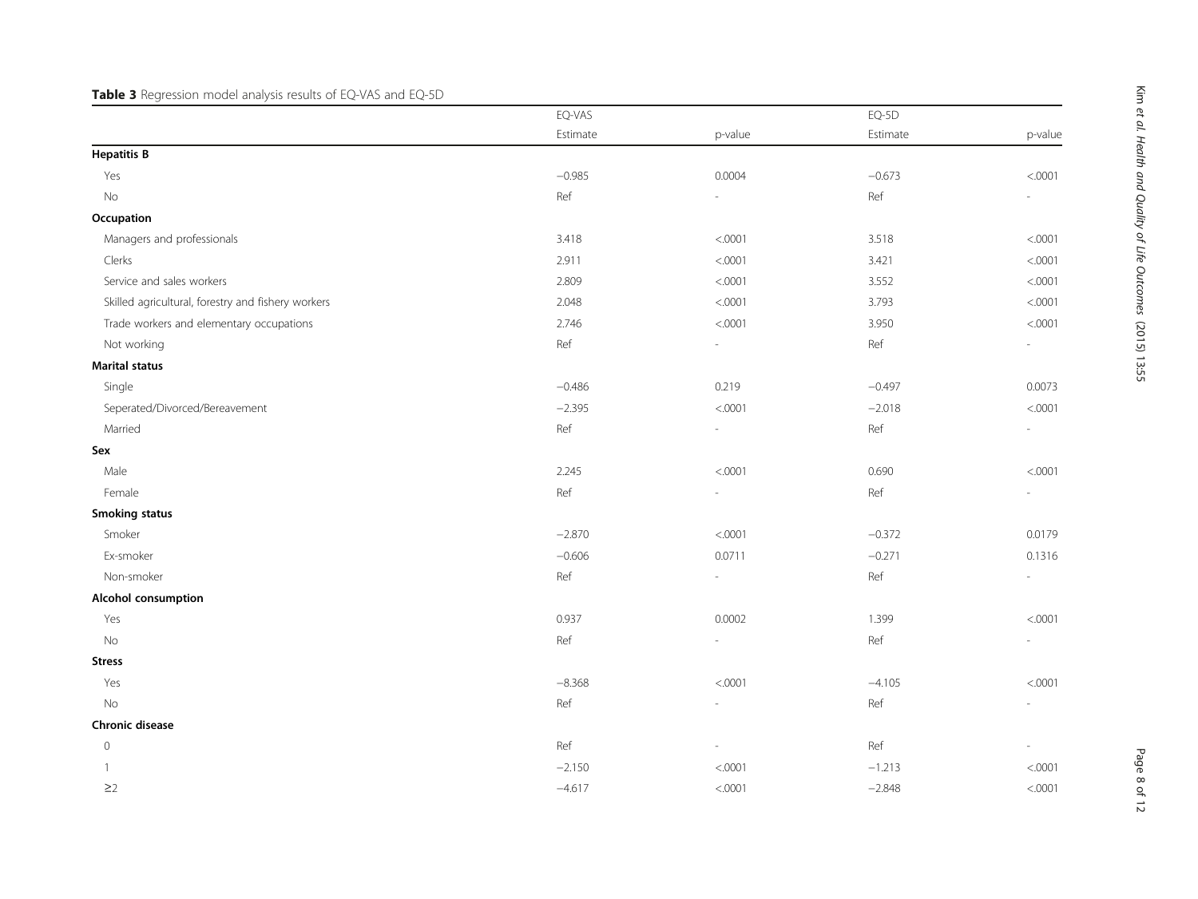**Table 3** Regression model analysis results of EQ-VAS and EQ-5D

| | EQ-VAS | | EQ-5D | |
|---|---|---|---|---|
| | Estimate | p-value | Estimate | p-value |
| **Hepatitis B** | | | | |
| Yes | −0.985 | 0.0004 | −0.673 | <.0001 |
| No | Ref | - | Ref | - |
| **Occupation** | | | | |
| Managers and professionals | 3.418 | <.0001 | 3.518 | <.0001 |
| Clerks | 2.911 | <.0001 | 3.421 | <.0001 |
| Service and sales workers | 2.809 | <.0001 | 3.552 | <.0001 |
| Skilled agricultural, forestry and fishery workers | 2.048 | <.0001 | 3.793 | <.0001 |
| Trade workers and elementary occupations | 2.746 | <.0001 | 3.950 | <.0001 |
| Not working | Ref | - | Ref | - |
| **Marital status** | | | | |
| Single | −0.486 | 0.219 | −0.497 | 0.0073 |
| Seperated/Divorced/Bereavement | −2.395 | <.0001 | −2.018 | <.0001 |
| Married | Ref | - | Ref | - |
| **Sex** | | | | |
| Male | 2.245 | <.0001 | 0.690 | <.0001 |
| Female | Ref | - | Ref | - |
| **Smoking status** | | | | |
| Smoker | −2.870 | <.0001 | −0.372 | 0.0179 |
| Ex-smoker | −0.606 | 0.0711 | −0.271 | 0.1316 |
| Non-smoker | Ref | - | Ref | - |
| **Alcohol consumption** | | | | |
| Yes | 0.937 | 0.0002 | 1.399 | <.0001 |
| No | Ref | - | Ref | - |
| **Stress** | | | | |
| Yes | −8.368 | <.0001 | −4.105 | <.0001 |
| No | Ref | - | Ref | - |
| **Chronic disease** | | | | |
| 0 | Ref | - | Ref | - |
| 1 | −2.150 | <.0001 | −1.213 | <.0001 |
| ≥2 | −4.617 | <.0001 | −2.848 | <.0001 |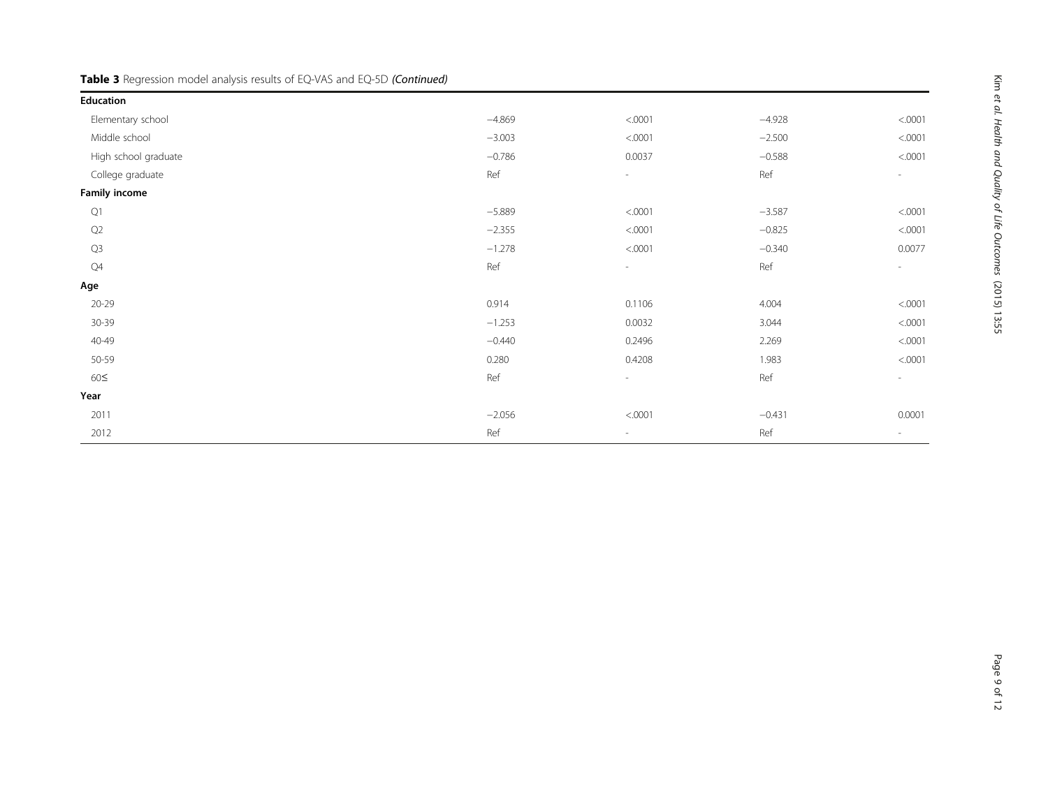**Table 3** Regression model analysis results of EQ-VAS and EQ-5D *(Continued)*

| | | | | |
|---|---|---|---|---|
| **Education** | | | | |
| Elementary school | −4.869 | <.0001 | −4.928 | <.0001 |
| Middle school | −3.003 | <.0001 | −2.500 | <.0001 |
| High school graduate | −0.786 | 0.0037 | −0.588 | <.0001 |
| College graduate | Ref | - | Ref | - |
| **Family income** | | | | |
| Q1 | −5.889 | <.0001 | −3.587 | <.0001 |
| Q2 | −2.355 | <.0001 | −0.825 | <.0001 |
| Q3 | −1.278 | <.0001 | −0.340 | 0.0077 |
| Q4 | Ref | - | Ref | - |
| **Age** | | | | |
| 20-29 | 0.914 | 0.1106 | 4.004 | <.0001 |
| 30-39 | −1.253 | 0.0032 | 3.044 | <.0001 |
| 40-49 | −0.440 | 0.2496 | 2.269 | <.0001 |
| 50-59 | 0.280 | 0.4208 | 1.983 | <.0001 |
| 60≤ | Ref | - | Ref | - |
| **Year** | | | | |
| 2011 | −2.056 | <.0001 | −0.431 | 0.0001 |
| 2012 | Ref | - | Ref | - |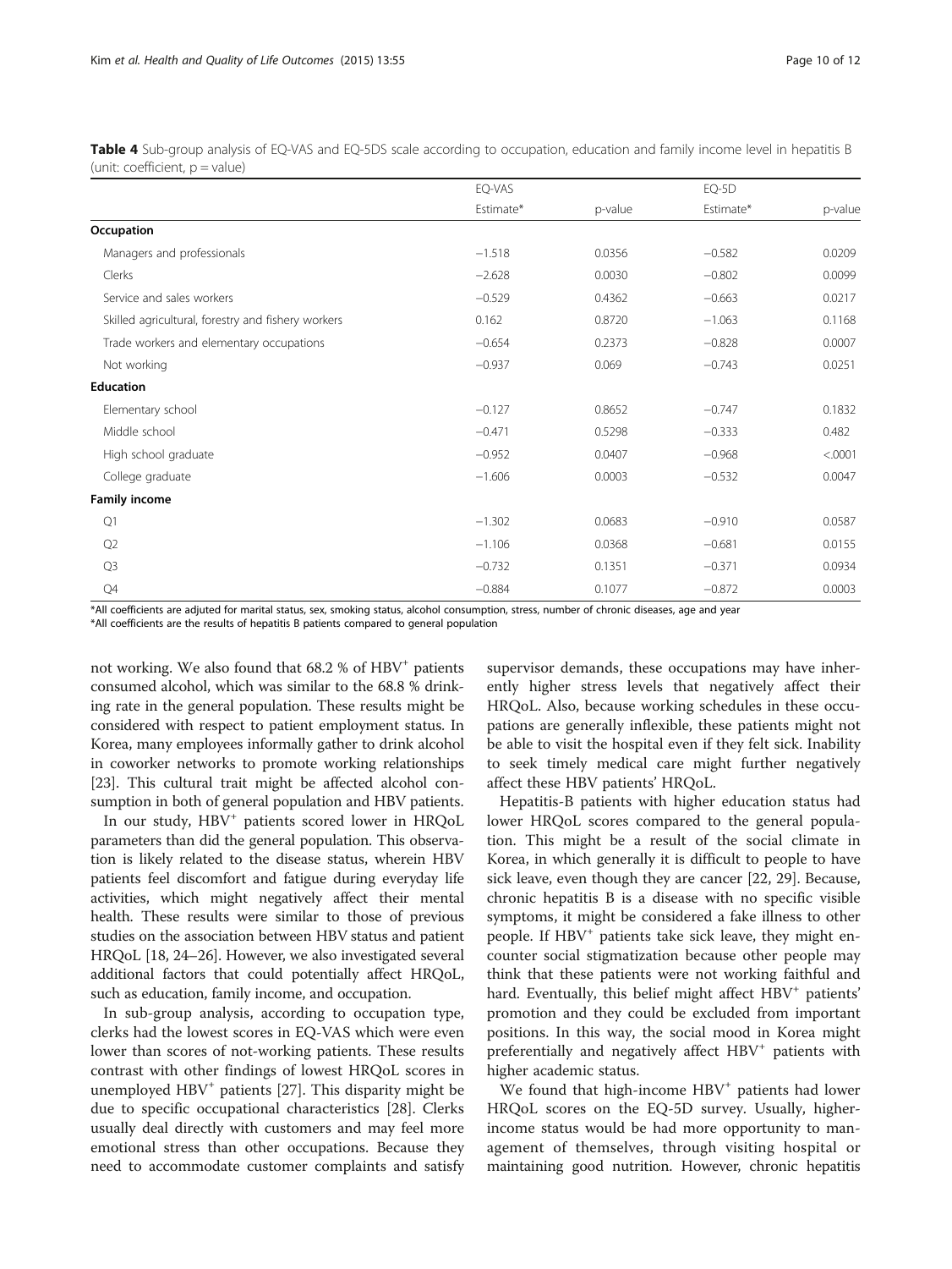**Table 4** Sub-group analysis of EQ-VAS and EQ-5DS scale according to occupation, education and family income level in hepatitis B (unit: coefficient, p = value)

| | EQ-VAS | | EQ-5D | |
|---|---|---|---|---|
| | Estimate* | p-value | Estimate* | p-value |
| **Occupation** | | | | |
| Managers and professionals | −1.518 | 0.0356 | −0.582 | 0.0209 |
| Clerks | −2.628 | 0.0030 | −0.802 | 0.0099 |
| Service and sales workers | −0.529 | 0.4362 | −0.663 | 0.0217 |
| Skilled agricultural, forestry and fishery workers | 0.162 | 0.8720 | −1.063 | 0.1168 |
| Trade workers and elementary occupations | −0.654 | 0.2373 | −0.828 | 0.0007 |
| Not working | −0.937 | 0.069 | −0.743 | 0.0251 |
| **Education** | | | | |
| Elementary school | −0.127 | 0.8652 | −0.747 | 0.1832 |
| Middle school | −0.471 | 0.5298 | −0.333 | 0.482 |
| High school graduate | −0.952 | 0.0407 | −0.968 | <.0001 |
| College graduate | −1.606 | 0.0003 | −0.532 | 0.0047 |
| **Family income** | | | | |
| Q1 | −1.302 | 0.0683 | −0.910 | 0.0587 |
| Q2 | −1.106 | 0.0368 | −0.681 | 0.0155 |
| Q3 | −0.732 | 0.1351 | −0.371 | 0.0934 |
| Q4 | −0.884 | 0.1077 | −0.872 | 0.0003 |

*All coefficients are adjusted for marital status, sex, smoking status, alcohol consumption, stress, number of chronic diseases, age and year
*All coefficients are the results of hepatitis B patients compared to general population

not working. We also found that 68.2 % of HBV+ patients consumed alcohol, which was similar to the 68.8 % drinking rate in the general population. These results might be considered with respect to patient employment status. In Korea, many employees informally gather to drink alcohol in coworker networks to promote working relationships [23]. This cultural trait might be affected alcohol consumption in both of general population and HBV patients.

In our study, HBV+ patients scored lower in HRQoL parameters than did the general population. This observation is likely related to the disease status, wherein HBV patients feel discomfort and fatigue during everyday life activities, which might negatively affect their mental health. These results were similar to those of previous studies on the association between HBV status and patient HRQoL [18, 24–26]. However, we also investigated several additional factors that could potentially affect HRQoL, such as education, family income, and occupation.

In sub-group analysis, according to occupation type, clerks had the lowest scores in EQ-VAS which were even lower than scores of not-working patients. These results contrast with other findings of lowest HRQoL scores in unemployed HBV+ patients [27]. This disparity might be due to specific occupational characteristics [28]. Clerks usually deal directly with customers and may feel more emotional stress than other occupations. Because they need to accommodate customer complaints and satisfy supervisor demands, these occupations may have inherently higher stress levels that negatively affect their HRQoL. Also, because working schedules in these occupations are generally inflexible, these patients might not be able to visit the hospital even if they felt sick. Inability to seek timely medical care might further negatively affect these HBV patients' HRQoL.

Hepatitis-B patients with higher education status had lower HRQoL scores compared to the general population. This might be a result of the social climate in Korea, in which generally it is difficult to people to have sick leave, even though they are cancer [22, 29]. Because, chronic hepatitis B is a disease with no specific visible symptoms, it might be considered a fake illness to other people. If HBV+ patients take sick leave, they might encounter social stigmatization because other people may think that these patients were not working faithful and hard. Eventually, this belief might affect HBV+ patients' promotion and they could be excluded from important positions. In this way, the social mood in Korea might preferentially and negatively affect HBV+ patients with higher academic status.

We found that high-income HBV+ patients had lower HRQoL scores on the EQ-5D survey. Usually, higher-income status would be had more opportunity to management of themselves, through visiting hospital or maintaining good nutrition. However, chronic hepatitis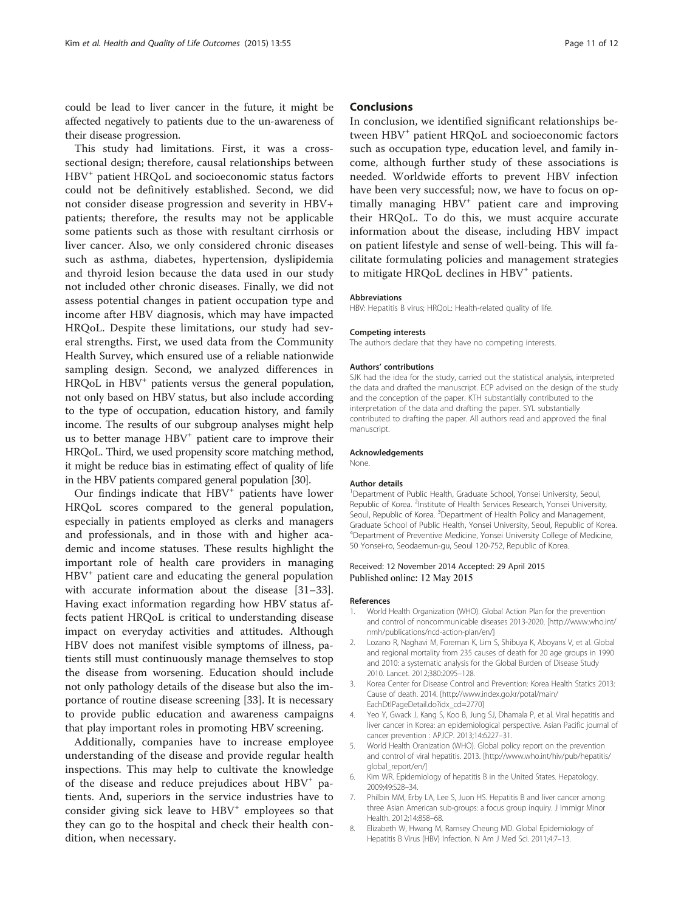could be lead to liver cancer in the future, it might be affected negatively to patients due to the un-awareness of their disease progression.

This study had limitations. First, it was a cross-sectional design; therefore, causal relationships between HBV$^+$ patient HRQoL and socioeconomic status factors could not be definitively established. Second, we did not consider disease progression and severity in HBV+ patients; therefore, the results may not be applicable some patients such as those with resultant cirrhosis or liver cancer. Also, we only considered chronic diseases such as asthma, diabetes, hypertension, dyslipidemia and thyroid lesion because the data used in our study not included other chronic diseases. Finally, we did not assess potential changes in patient occupation type and income after HBV diagnosis, which may have impacted HRQoL. Despite these limitations, our study had several strengths. First, we used data from the Community Health Survey, which ensured use of a reliable nationwide sampling design. Second, we analyzed differences in HRQoL in HBV$^+$ patients versus the general population, not only based on HBV status, but also include according to the type of occupation, education history, and family income. The results of our subgroup analyses might help us to better manage HBV$^+$ patient care to improve their HRQoL. Third, we used propensity score matching method, it might be reduce bias in estimating effect of quality of life in the HBV patients compared general population [30].

Our findings indicate that HBV$^+$ patients have lower HRQoL scores compared to the general population, especially in patients employed as clerks and managers and professionals, and in those with and higher academic and income statuses. These results highlight the important role of health care providers in managing HBV$^+$ patient care and educating the general population with accurate information about the disease [31–33]. Having exact information regarding how HBV status affects patient HRQoL is critical to understanding disease impact on everyday activities and attitudes. Although HBV does not manifest visible symptoms of illness, patients still must continuously manage themselves to stop the disease from worsening. Education should include not only pathology details of the disease but also the importance of routine disease screening [33]. It is necessary to provide public education and awareness campaigns that play important roles in promoting HBV screening.

Additionally, companies have to increase employee understanding of the disease and provide regular health inspections. This may help to cultivate the knowledge of the disease and reduce prejudices about HBV$^+$ patients. And, superiors in the service industries have to consider giving sick leave to HBV$^+$ employees so that they can go to the hospital and check their health condition, when necessary.

## Conclusions

In conclusion, we identified significant relationships between HBV$^+$ patient HRQoL and socioeconomic factors such as occupation type, education level, and family income, although further study of these associations is needed. Worldwide efforts to prevent HBV infection have been very successful; now, we have to focus on optimally managing HBV$^+$ patient care and improving their HRQoL. To do this, we must acquire accurate information about the disease, including HBV impact on patient lifestyle and sense of well-being. This will facilitate formulating policies and management strategies to mitigate HRQoL declines in HBV$^+$ patients.

#### Abbreviations

HBV: Hepatitis B virus; HRQoL: Health-related quality of life.

#### Competing interests

The authors declare that they have no competing interests.

#### Authors' contributions

SJK had the idea for the study, carried out the statistical analysis, interpreted the data and drafted the manuscript. ECP advised on the design of the study and the conception of the paper. KTH substantially contributed to the interpretation of the data and drafting the paper. SYL substantially contributed to drafting the paper. All authors read and approved the final manuscript.

#### Acknowledgements

None.

#### Author details

[1]Department of Public Health, Graduate School, Yonsei University, Seoul, Republic of Korea. [2]Institute of Health Services Research, Yonsei University, Seoul, Republic of Korea. [3]Department of Health Policy and Management, Graduate School of Public Health, Yonsei University, Seoul, Republic of Korea. [4]Department of Preventive Medicine, Yonsei University College of Medicine, 50 Yonsei-ro, Seodaemun-gu, Seoul 120-752, Republic of Korea.

Received: 12 November 2014 Accepted: 29 April 2015
Published online: 12 May 2015

#### References

1. World Health Organization (WHO). Global Action Plan for the prevention and control of noncommunicable diseases 2013-2020. [http://www.who.int/nmh/publications/ncd-action-plan/en/]
2. Lozano R, Naghavi M, Foreman K, Lim S, Shibuya K, Aboyans V, et al. Global and regional mortality from 235 causes of death for 20 age groups in 1990 and 2010: a systematic analysis for the Global Burden of Disease Study 2010. Lancet. 2012;380:2095–128.
3. Korea Center for Disease Control and Prevention: Korea Health Statics 2013: Cause of death. 2014. [http://www.index.go.kr/potal/main/EachDtlPageDetail.do?idx_cd=2770]
4. Yeo Y, Gwack J, Kang S, Koo B, Jung SJ, Dhamala P, et al. Viral hepatitis and liver cancer in Korea: an epidemiological perspective. Asian Pacific journal of cancer prevention : APJCP. 2013;14:6227–31.
5. World Health Oranization (WHO). Global policy report on the prevention and control of viral hepatitis. 2013. [http://www.who.int/hiv/pub/hepatitis/global_report/en/]
6. Kim WR. Epidemiology of hepatitis B in the United States. Hepatology. 2009;49:S28–34.
7. Philbin MM, Erby LA, Lee S, Juon HS. Hepatitis B and liver cancer among three Asian American sub-groups: a focus group inquiry. J Immigr Minor Health. 2012;14:858–68.
8. Elizabeth W, Hwang M, Ramsey Cheung MD. Global Epidemiology of Hepatitis B Virus (HBV) Infection. N Am J Med Sci. 2011;4:7–13.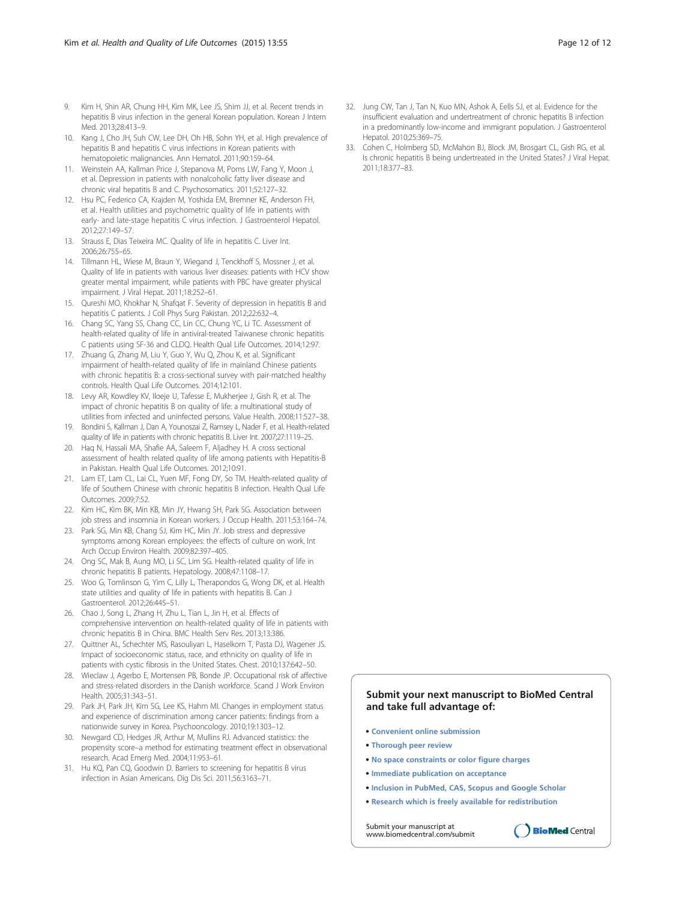9. Kim H, Shin AR, Chung HH, Kim MK, Lee JS, Shim JJ, et al. Recent trends in hepatitis B virus infection in the general Korean population. Korean J Intern Med. 2013;28:413–9.
10. Kang J, Cho JH, Suh CW, Lee DH, Oh HB, Sohn YH, et al. High prevalence of hepatitis B and hepatitis C virus infections in Korean patients with hematopoietic malignancies. Ann Hematol. 2011;90:159–64.
11. Weinstein AA, Kallman Price J, Stepanova M, Poms LW, Fang Y, Moon J, et al. Depression in patients with nonalcoholic fatty liver disease and chronic viral hepatitis B and C. Psychosomatics. 2011;52:127–32.
12. Hsu PC, Federico CA, Krajden M, Yoshida EM, Bremner KE, Anderson FH, et al. Health utilities and psychometric quality of life in patients with early- and late-stage hepatitis C virus infection. J Gastroenterol Hepatol. 2012;27:149–57.
13. Strauss E, Dias Teixeira MC. Quality of life in hepatitis C. Liver Int. 2006;26:755–65.
14. Tillmann HL, Wiese M, Braun Y, Wiegand J, Tenckhoff S, Mossner J, et al. Quality of life in patients with various liver diseases: patients with HCV show greater mental impairment, while patients with PBC have greater physical impairment. J Viral Hepat. 2011;18:252–61.
15. Qureshi MO, Khokhar N, Shafqat F. Severity of depression in hepatitis B and hepatitis C patients. J Coll Phys Surg Pakistan. 2012;22:632–4.
16. Chang SC, Yang SS, Chang CC, Lin CC, Chung YC, Li TC. Assessment of health-related quality of life in antiviral-treated Taiwanese chronic hepatitis C patients using SF-36 and CLDQ. Health Qual Life Outcomes. 2014;12:97.
17. Zhuang G, Zhang M, Liu Y, Guo Y, Wu Q, Zhou K, et al. Significant impairment of health-related quality of life in mainland Chinese patients with chronic hepatitis B: a cross-sectional survey with pair-matched healthy controls. Health Qual Life Outcomes. 2014;12:101.
18. Levy AR, Kowdley KV, Iloeje U, Tafesse E, Mukherjee J, Gish R, et al. The impact of chronic hepatitis B on quality of life: a multinational study of utilities from infected and uninfected persons. Value Health. 2008;11:527–38.
19. Bondini S, Kallman J, Dan A, Younoszai Z, Ramsey L, Nader F, et al. Health-related quality of life in patients with chronic hepatitis B. Liver Int. 2007;27:1119–25.
20. Haq N, Hassali MA, Shafie AA, Saleem F, Aljadhey H. A cross sectional assessment of health related quality of life among patients with Hepatitis-B in Pakistan. Health Qual Life Outcomes. 2012;10:91.
21. Lam ET, Lam CL, Lai CL, Yuen MF, Fong DY, So TM. Health-related quality of life of Southern Chinese with chronic hepatitis B infection. Health Qual Life Outcomes. 2009;7:52.
22. Kim HC, Kim BK, Min KB, Min JY, Hwang SH, Park SG. Association between job stress and insomnia in Korean workers. J Occup Health. 2011;53:164–74.
23. Park SG, Min KB, Chang SJ, Kim HC, Min JY. Job stress and depressive symptoms among Korean employees: the effects of culture on work. Int Arch Occup Environ Health. 2009;82:397–405.
24. Ong SC, Mak B, Aung MO, Li SC, Lim SG. Health-related quality of life in chronic hepatitis B patients. Hepatology. 2008;47:1108–17.
25. Woo G, Tomlinson G, Yim C, Lilly L, Therapondos G, Wong DK, et al. Health state utilities and quality of life in patients with hepatitis B. Can J Gastroenterol. 2012;26:445–51.
26. Chao J, Song L, Zhang H, Zhu L, Tian L, Jin H, et al. Effects of comprehensive intervention on health-related quality of life in patients with chronic hepatitis B in China. BMC Health Serv Res. 2013;13:386.
27. Quittner AL, Schechter MS, Rasouliyan L, Haselkorn T, Pasta DJ, Wagener JS. Impact of socioeconomic status, race, and ethnicity on quality of life in patients with cystic fibrosis in the United States. Chest. 2010;137:642–50.
28. Wieclaw J, Agerbo E, Mortensen PB, Bonde JP. Occupational risk of affective and stress-related disorders in the Danish workforce. Scand J Work Environ Health. 2005;31:343–51.
29. Park JH, Park JH, Kim SG, Lee KS, Hahm MI. Changes in employment status and experience of discrimination among cancer patients: findings from a nationwide survey in Korea. Psychooncology. 2010;19:1303–12.
30. Newgard CD, Hedges JR, Arthur M, Mullins RJ. Advanced statistics: the propensity score–a method for estimating treatment effect in observational research. Acad Emerg Med. 2004;11:953–61.
31. Hu KQ, Pan CQ, Goodwin D. Barriers to screening for hepatitis B virus infection in Asian Americans. Dig Dis Sci. 2011;56:3163–71.
32. Jung CW, Tan J, Tan N, Kuo MN, Ashok A, Eells SJ, et al. Evidence for the insufficient evaluation and undertreatment of chronic hepatitis B infection in a predominantly low-income and immigrant population. J Gastroenterol Hepatol. 2010;25:369–75.
33. Cohen C, Holmberg SD, McMahon BJ, Block JM, Brosgart CL, Gish RG, et al. Is chronic hepatitis B being undertreated in the United States? J Viral Hepat. 2011;18:377–83.

**Submit your next manuscript to BioMed Central and take full advantage of:**

- **Convenient online submission**
- **Thorough peer review**
- **No space constraints or color figure charges**
- **Immediate publication on acceptance**
- **Inclusion in PubMed, CAS, Scopus and Google Scholar**
- **Research which is freely available for redistribution**

Submit your manuscript at
www.biomedcentral.com/submit

BioMed Central